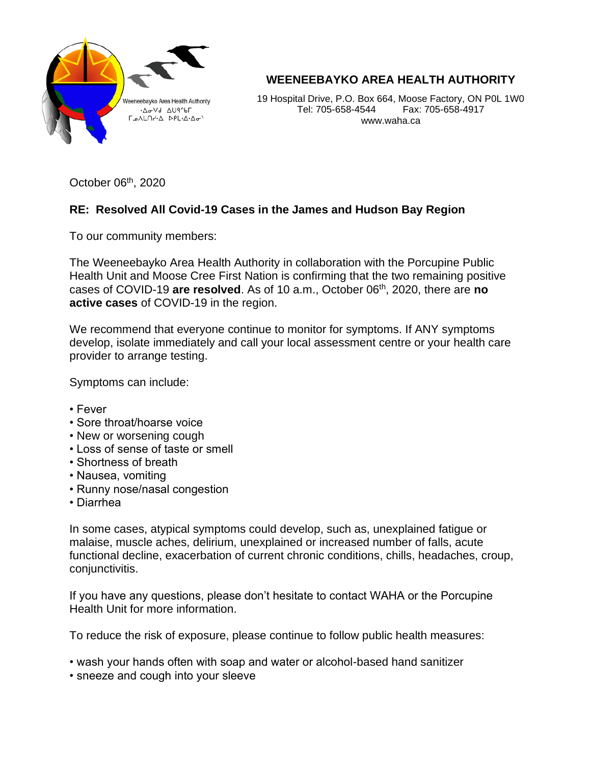# WEENEEBAYKO AREA HEALTH AUTHORITY

19 Hospital Drive, P.O. Box 664, Moose Factory, ON P0L 1W0
Tel: 705-658-4544 Fax: 705-658-4917
www.waha.ca

October 06th, 2020

**RE: Resolved All Covid-19 Cases in the James and Hudson Bay Region**

To our community members:

The Weeneebayko Area Health Authority in collaboration with the Porcupine Public Health Unit and Moose Cree First Nation is confirming that the two remaining positive cases of COVID-19 **are resolved**. As of 10 a.m., October 06th, 2020, there are **no active cases** of COVID-19 in the region.

We recommend that everyone continue to monitor for symptoms. If ANY symptoms develop, isolate immediately and call your local assessment centre or your health care provider to arrange testing.

Symptoms can include:

- Fever
- Sore throat/hoarse voice
- New or worsening cough
- Loss of sense of taste or smell
- Shortness of breath
- Nausea, vomiting
- Runny nose/nasal congestion
- Diarrhea

In some cases, atypical symptoms could develop, such as, unexplained fatigue or malaise, muscle aches, delirium, unexplained or increased number of falls, acute functional decline, exacerbation of current chronic conditions, chills, headaches, croup, conjunctivitis.

If you have any questions, please don't hesitate to contact WAHA or the Porcupine Health Unit for more information.

To reduce the risk of exposure, please continue to follow public health measures:

- wash your hands often with soap and water or alcohol-based hand sanitizer
- sneeze and cough into your sleeve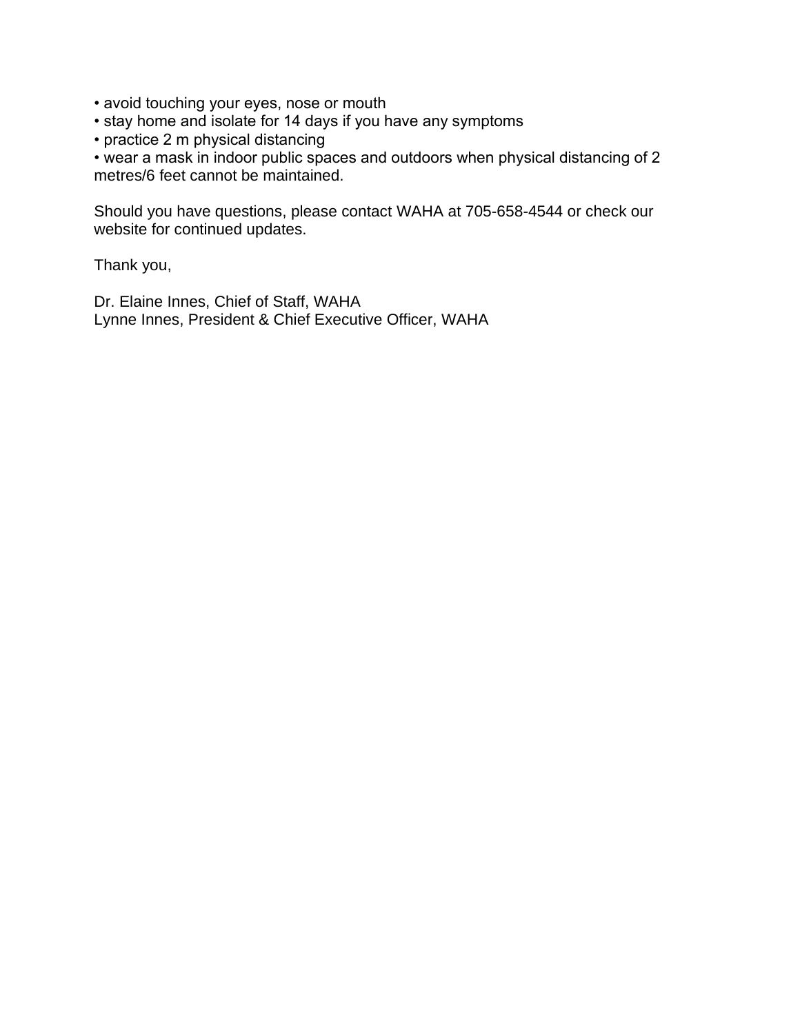- avoid touching your eyes, nose or mouth
- stay home and isolate for 14 days if you have any symptoms
- practice 2 m physical distancing
- wear a mask in indoor public spaces and outdoors when physical distancing of 2 metres/6 feet cannot be maintained.

Should you have questions, please contact WAHA at 705-658-4544 or check our website for continued updates.

Thank you,

Dr. Elaine Innes, Chief of Staff, WAHA
Lynne Innes, President & Chief Executive Officer, WAHA